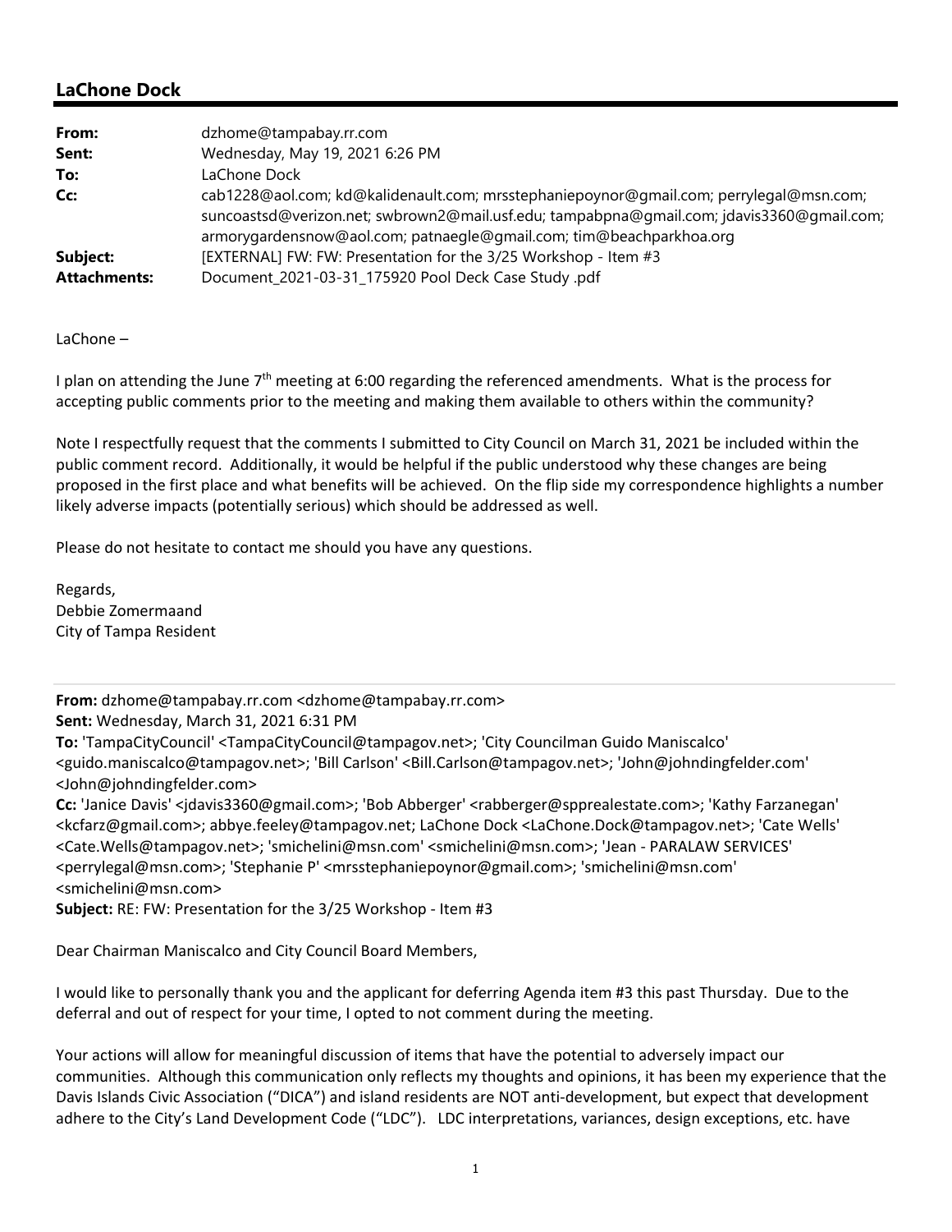## LaChone Dock

| | |
|---|---|
| **From:** | dzhome@tampabay.rr.com |
| **Sent:** | Wednesday, May 19, 2021 6:26 PM |
| **To:** | LaChone Dock |
| **Cc:** | cab1228@aol.com; kd@kalidenault.com; mrsstephaniepoynor@gmail.com; perrylegal@msn.com; suncoastsd@verizon.net; swbrown2@mail.usf.edu; tampabpna@gmail.com; jdavis3360@gmail.com; armorygardensnow@aol.com; patnaegle@gmail.com; tim@beachparkhoa.org |
| **Subject:** | [EXTERNAL] FW: FW: Presentation for the 3/25 Workshop - Item #3 |
| **Attachments:** | Document_2021-03-31_175920 Pool Deck Case Study .pdf |

LaChone –

I plan on attending the June 7th meeting at 6:00 regarding the referenced amendments. What is the process for accepting public comments prior to the meeting and making them available to others within the community?

Note I respectfully request that the comments I submitted to City Council on March 31, 2021 be included within the public comment record. Additionally, it would be helpful if the public understood why these changes are being proposed in the first place and what benefits will be achieved. On the flip side my correspondence highlights a number likely adverse impacts (potentially serious) which should be addressed as well.

Please do not hesitate to contact me should you have any questions.

Regards,
Debbie Zomermaand
City of Tampa Resident

---

**From:** dzhome@tampabay.rr.com <dzhome@tampabay.rr.com>
**Sent:** Wednesday, March 31, 2021 6:31 PM
**To:** 'TampaCityCouncil' <TampaCityCouncil@tampagov.net>; 'City Councilman Guido Maniscalco' <guido.maniscalco@tampagov.net>; 'Bill Carlson' <Bill.Carlson@tampagov.net>; 'John@johndingfelder.com' <John@johndingfelder.com>
**Cc:** 'Janice Davis' <jdavis3360@gmail.com>; 'Bob Abberger' <rabberger@spprealestate.com>; 'Kathy Farzanegan' <kcfarz@gmail.com>; abbye.feeley@tampagov.net; LaChone Dock <LaChone.Dock@tampagov.net>; 'Cate Wells' <Cate.Wells@tampagov.net>; 'smichelini@msn.com' <smichelini@msn.com>; 'Jean - PARALAW SERVICES' <perrylegal@msn.com>; 'Stephanie P' <mrsstephaniepoynor@gmail.com>; 'smichelini@msn.com' <smichelini@msn.com>
**Subject:** RE: FW: Presentation for the 3/25 Workshop - Item #3

Dear Chairman Maniscalco and City Council Board Members,

I would like to personally thank you and the applicant for deferring Agenda item #3 this past Thursday. Due to the deferral and out of respect for your time, I opted to not comment during the meeting.

Your actions will allow for meaningful discussion of items that have the potential to adversely impact our communities. Although this communication only reflects my thoughts and opinions, it has been my experience that the Davis Islands Civic Association ("DICA") and island residents are NOT anti-development, but expect that development adhere to the City's Land Development Code ("LDC"). LDC interpretations, variances, design exceptions, etc. have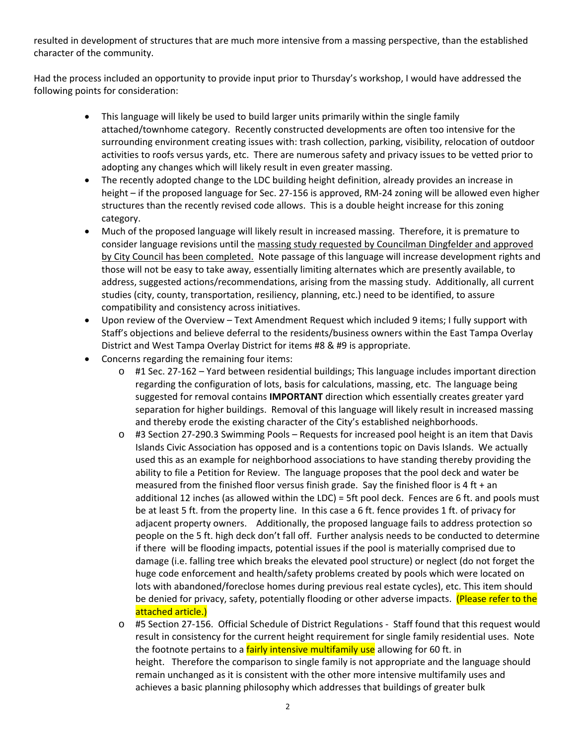resulted in development of structures that are much more intensive from a massing perspective, than the established character of the community.

Had the process included an opportunity to provide input prior to Thursday's workshop, I would have addressed the following points for consideration:

- This language will likely be used to build larger units primarily within the single family attached/townhome category. Recently constructed developments are often too intensive for the surrounding environment creating issues with: trash collection, parking, visibility, relocation of outdoor activities to roofs versus yards, etc. There are numerous safety and privacy issues to be vetted prior to adopting any changes which will likely result in even greater massing.
- The recently adopted change to the LDC building height definition, already provides an increase in height – if the proposed language for Sec. 27-156 is approved, RM-24 zoning will be allowed even higher structures than the recently revised code allows. This is a double height increase for this zoning category.
- Much of the proposed language will likely result in increased massing. Therefore, it is premature to consider language revisions until the <u>massing study requested by Councilman Dingfelder and approved by City Council has been completed.</u> Note passage of this language will increase development rights and those will not be easy to take away, essentially limiting alternates which are presently available, to address, suggested actions/recommendations, arising from the massing study. Additionally, all current studies (city, county, transportation, resiliency, planning, etc.) need to be identified, to assure compatibility and consistency across initiatives.
- Upon review of the Overview – Text Amendment Request which included 9 items; I fully support with Staff's objections and believe deferral to the residents/business owners within the East Tampa Overlay District and West Tampa Overlay District for items #8 & #9 is appropriate.
- Concerns regarding the remaining four items:
  - #1 Sec. 27-162 – Yard between residential buildings; This language includes important direction regarding the configuration of lots, basis for calculations, massing, etc. The language being suggested for removal contains **IMPORTANT** direction which essentially creates greater yard separation for higher buildings. Removal of this language will likely result in increased massing and thereby erode the existing character of the City's established neighborhoods.
  - #3 Section 27-290.3 Swimming Pools – Requests for increased pool height is an item that Davis Islands Civic Association has opposed and is a contentions topic on Davis Islands. We actually used this as an example for neighborhood associations to have standing thereby providing the ability to file a Petition for Review. The language proposes that the pool deck and water be measured from the finished floor versus finish grade. Say the finished floor is 4 ft + an additional 12 inches (as allowed within the LDC) = 5ft pool deck. Fences are 6 ft. and pools must be at least 5 ft. from the property line. In this case a 6 ft. fence provides 1 ft. of privacy for adjacent property owners. Additionally, the proposed language fails to address protection so people on the 5 ft. high deck don't fall off. Further analysis needs to be conducted to determine if there will be flooding impacts, potential issues if the pool is materially comprised due to damage (i.e. falling tree which breaks the elevated pool structure) or neglect (do not forget the huge code enforcement and health/safety problems created by pools which were located on lots with abandoned/foreclose homes during previous real estate cycles), etc. This item should be denied for privacy, safety, potentially flooding or other adverse impacts. (Please refer to the attached article.)
  - #5 Section 27-156. Official Schedule of District Regulations - Staff found that this request would result in consistency for the current height requirement for single family residential uses. Note the footnote pertains to a fairly intensive multifamily use allowing for 60 ft. in height. Therefore the comparison to single family is not appropriate and the language should remain unchanged as it is consistent with the other more intensive multifamily uses and achieves a basic planning philosophy which addresses that buildings of greater bulk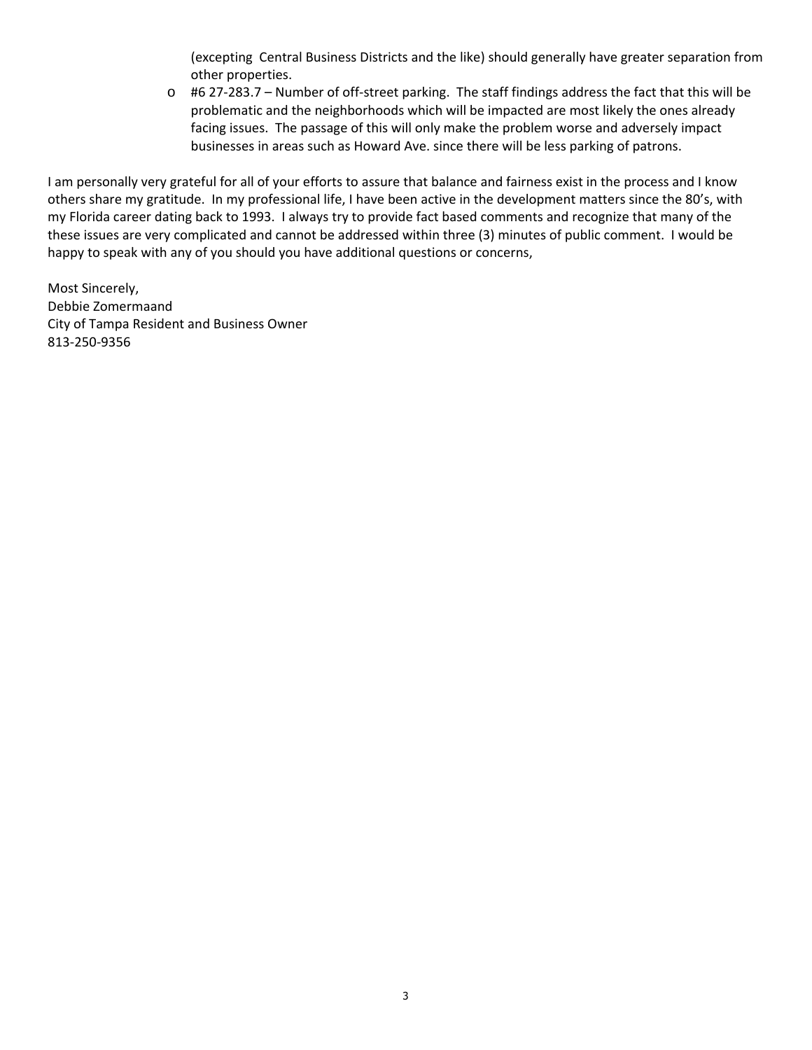(excepting Central Business Districts and the like) should generally have greater separation from other properties.

- #6 27-283.7 – Number of off-street parking. The staff findings address the fact that this will be problematic and the neighborhoods which will be impacted are most likely the ones already facing issues. The passage of this will only make the problem worse and adversely impact businesses in areas such as Howard Ave. since there will be less parking of patrons.

I am personally very grateful for all of your efforts to assure that balance and fairness exist in the process and I know others share my gratitude. In my professional life, I have been active in the development matters since the 80's, with my Florida career dating back to 1993. I always try to provide fact based comments and recognize that many of the these issues are very complicated and cannot be addressed within three (3) minutes of public comment. I would be happy to speak with any of you should you have additional questions or concerns,

Most Sincerely,
Debbie Zomermaand
City of Tampa Resident and Business Owner
813-250-9356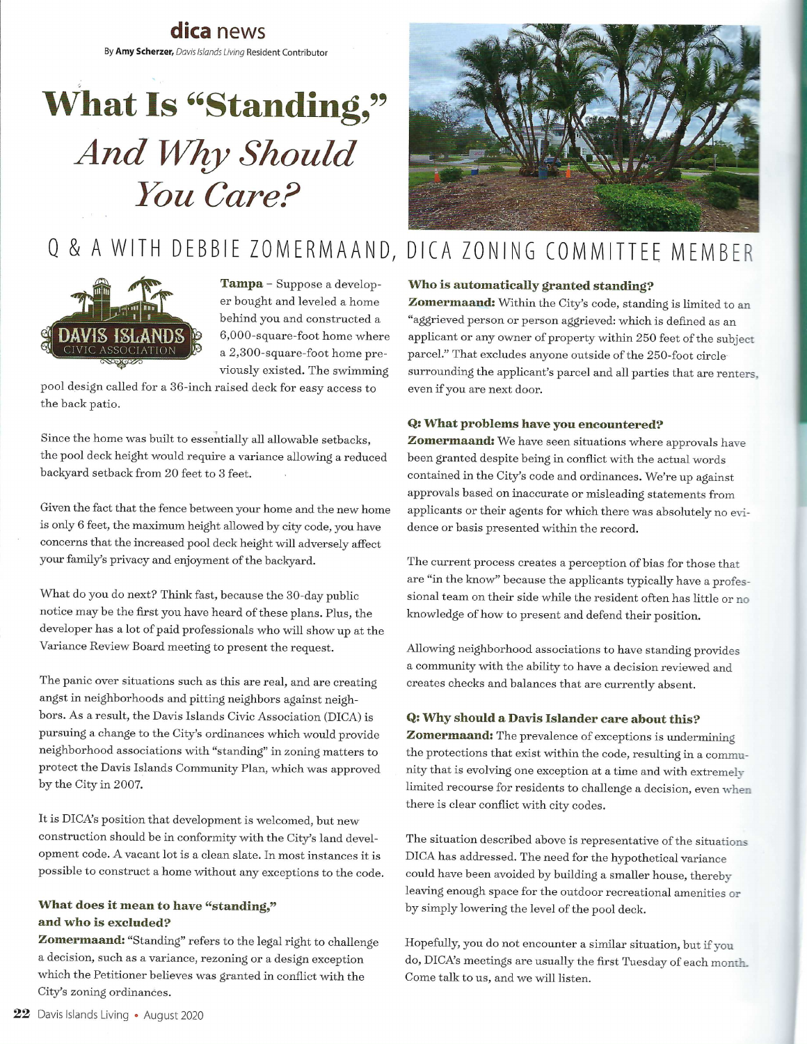dica news

By **Amy Scherzer,** *Davis Islands Living* Resident Contributor

# What Is "Standing," *And Why Should You Care?*

## Q & A WITH DEBBIE ZOMERMAAND, DICA ZONING COMMITTEE MEMBER

**Tampa** – Suppose a developer bought and leveled a home behind you and constructed a 6,000-square-foot home where a 2,300-square-foot home previously existed. The swimming pool design called for a 36-inch raised deck for easy access to the back patio.

Since the home was built to essentially all allowable setbacks, the pool deck height would require a variance allowing a reduced backyard setback from 20 feet to 3 feet.

Given the fact that the fence between your home and the new home is only 6 feet, the maximum height allowed by city code, you have concerns that the increased pool deck height will adversely affect your family's privacy and enjoyment of the backyard.

What do you do next? Think fast, because the 30-day public notice may be the first you have heard of these plans. Plus, the developer has a lot of paid professionals who will show up at the Variance Review Board meeting to present the request.

The panic over situations such as this are real, and are creating angst in neighborhoods and pitting neighbors against neighbors. As a result, the Davis Islands Civic Association (DICA) is pursuing a change to the City's ordinances which would provide neighborhood associations with "standing" in zoning matters to protect the Davis Islands Community Plan, which was approved by the City in 2007.

It is DICA's position that development is welcomed, but new construction should be in conformity with the City's land development code. A vacant lot is a clean slate. In most instances it is possible to construct a home without any exceptions to the code.

**What does it mean to have "standing," and who is excluded?**

**Zomermaand:** "Standing" refers to the legal right to challenge a decision, such as a variance, rezoning or a design exception which the Petitioner believes was granted in conflict with the City's zoning ordinances.

**Who is automatically granted standing?**

**Zomermaand:** Within the City's code, standing is limited to an "aggrieved person or person aggrieved: which is defined as an applicant or any owner of property within 250 feet of the subject parcel." That excludes anyone outside of the 250-foot circle surrounding the applicant's parcel and all parties that are renters, even if you are next door.

**Q: What problems have you encountered?**

**Zomermaand:** We have seen situations where approvals have been granted despite being in conflict with the actual words contained in the City's code and ordinances. We're up against approvals based on inaccurate or misleading statements from applicants or their agents for which there was absolutely no evidence or basis presented within the record.

The current process creates a perception of bias for those that are "in the know" because the applicants typically have a professional team on their side while the resident often has little or no knowledge of how to present and defend their position.

Allowing neighborhood associations to have standing provides a community with the ability to have a decision reviewed and creates checks and balances that are currently absent.

**Q: Why should a Davis Islander care about this?**

**Zomermaand:** The prevalence of exceptions is undermining the protections that exist within the code, resulting in a community that is evolving one exception at a time and with extremely limited recourse for residents to challenge a decision, even when there is clear conflict with city codes.

The situation described above is representative of the situations DICA has addressed. The need for the hypothetical variance could have been avoided by building a smaller house, thereby leaving enough space for the outdoor recreational amenities or by simply lowering the level of the pool deck.

Hopefully, you do not encounter a similar situation, but if you do, DICA's meetings are usually the first Tuesday of each month. Come talk to us, and we will listen.